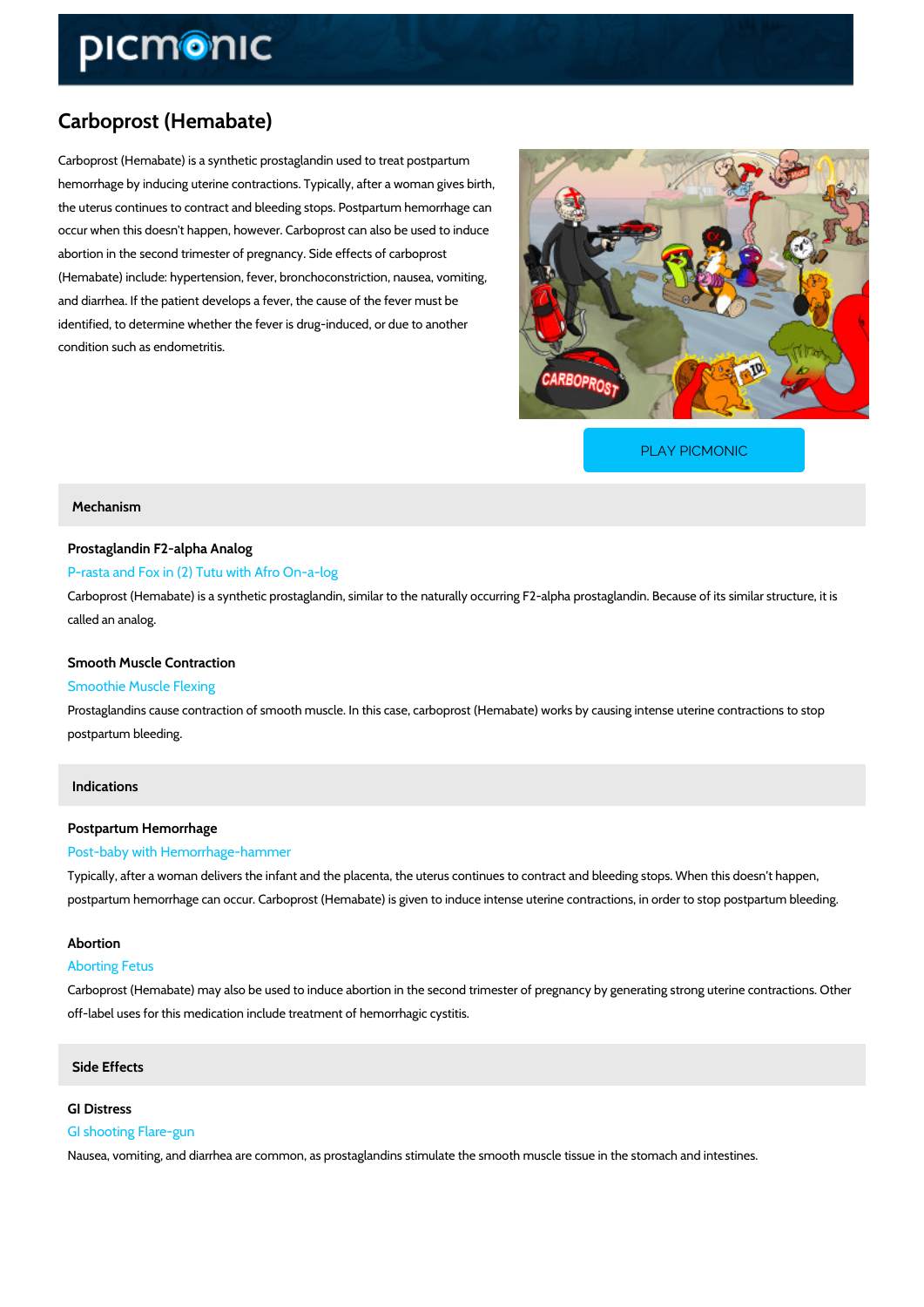# Carboprost (Hemabate)

Carboprost (Hemabate) is a synthetic prostaglandin used to treat postpartum hemorrhage by inducing uterine contractions. Typically, after a woman gives birth, the uterus continues to contract and bleeding stops. Postpartum hemorrhage can occur when this doesn't happen, however. Carboprost can also be used to induce abortion in the second trimester of pregnancy. Side effects of carboprost (Hemabate) include: hypertension, fever, bronchoconstriction, nausea, vomiting, and diarrhea. If the patient develops a fever, the cause of the fever must be identified, to determine whether the fever is drug-induced, or due to another condition such as endometritis.

PLAY PICMONIC

## Mechanism

### Prostaglandin F2-alpha Analog

P-rasta and Fox in (2) Tutu with Afro On-a-log

Carboprost (Hemabate) is a synthetic prostaglandin, similar to the naturally occurring F2-alpha prostaglandin. Because of its similar structure, it is called an analog.

### Smooth Muscle Contraction

Smoothie Muscle Flexing

Prostaglandins cause contraction of smooth muscle. In this case, carboprost (Hemabate) works by causing intense uterine contractions to stop postpartum bleeding.

## Indications

### Postpartum Hemorrhage

Post-baby with Hemorrhage-hammer

Typically, after a woman delivers the infant and the placenta, the uterus continues to contract and bleeding stops. When this doesn't happen, postpartum hemorrhage can occur. Carboprost (Hemabate) is given to induce intense uterine contractions, in order to stop postpartum bleeding.

### Abortion

Aborting Fetus

Carboprost (Hemabate) may also be used to induce abortion in the second trimester of pregnancy by generating strong uterine contractions. Other off-label uses for this medication include treatment of hemorrhagic cystitis.

## Side Effects

### GI Distress

GI shooting Flare-gun

Nausea, vomiting, and diarrhea are common, as prostaglandins stimulate the smooth muscle tissue in the stomach and intestines.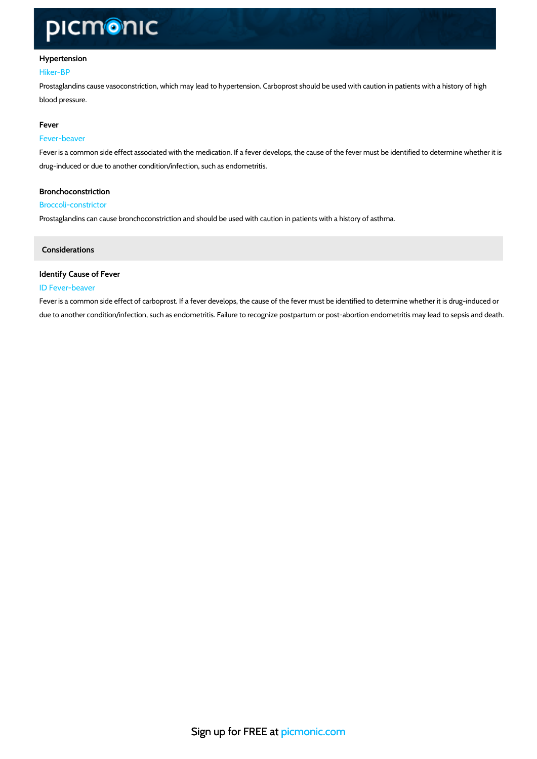### Hypertension

Hiker-BP

Prostaglandins cause vasoconstriction, which may lead to hypertension. Carboprost should be used with caution in patients with a history of high blood pressure.

### Fever

Fever-beaver

Fever is a common side effect associated with the medication. If a fever develops, the cause of the fever must be identified to determine whether it is drug-induced or due to another condition/infection, such as endometritis.

### Bronchoconstriction

Broccoli-constrictor

Prostaglandins can cause bronchoconstriction and should be used with caution in patients with a history of asthma.

## Considerations

### Identify Cause of Fever

ID Fever-beaver

Fever is a common side effect of carboprost. If a fever develops, the cause of the fever must be identified to determine whether it is drug-induced or due to another condition/infection, such as endometritis. Failure to recognize postpartum or post-abortion endometritis may lead to sepsis and death.